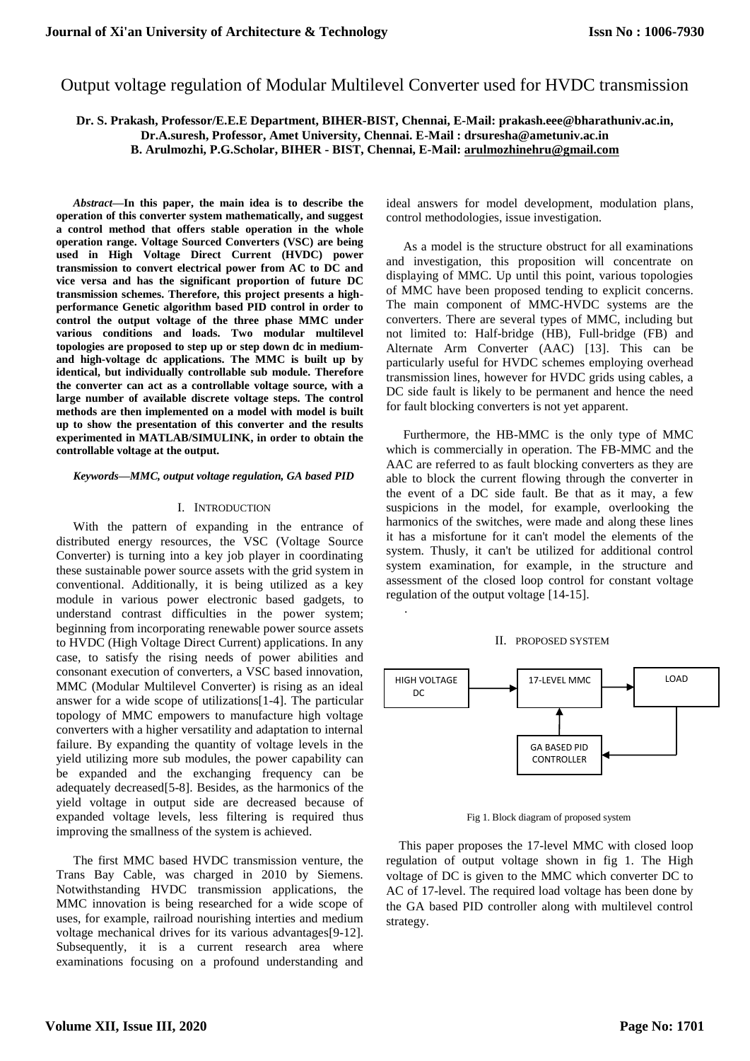# Output voltage regulation of Modular Multilevel Converter used for HVDC transmission

**Dr. S. Prakash, Professor/E.E.E Department, BIHER-BIST, Chennai, E-Mail: prakash.eee@bharathuniv.ac.in, Dr.A.suresh, Professor, Amet University, Chennai. E-Mail : drsuresha@ametuniv.ac.in B. Arulmozhi, P.G.Scholar, BIHER - BIST, Chennai, E-Mail: arulmozhinehru@gmail.com**

***Abstract*—In this paper, the main idea is to describe the operation of this converter system mathematically, and suggest a control method that offers stable operation in the whole operation range. Voltage Sourced Converters (VSC) are being used in High Voltage Direct Current (HVDC) power transmission to convert electrical power from AC to DC and vice versa and has the significant proportion of future DC transmission schemes. Therefore, this project presents a high-performance Genetic algorithm based PID control in order to control the output voltage of the three phase MMC under various conditions and loads. Two modular multilevel topologies are proposed to step up or step down dc in medium- and high-voltage dc applications. The MMC is built up by identical, but individually controllable sub module. Therefore the converter can act as a controllable voltage source, with a large number of available discrete voltage steps. The control methods are then implemented on a model with model is built up to show the presentation of this converter and the results experimented in MATLAB/SIMULINK, in order to obtain the controllable voltage at the output.**

***Keywords*—MMC, output voltage regulation, GA based PID**

## I. Introduction

With the pattern of expanding in the entrance of distributed energy resources, the VSC (Voltage Source Converter) is turning into a key job player in coordinating these sustainable power source assets with the grid system in conventional. Additionally, it is being utilized as a key module in various power electronic based gadgets, to understand contrast difficulties in the power system; beginning from incorporating renewable power source assets to HVDC (High Voltage Direct Current) applications. In any case, to satisfy the rising needs of power abilities and consonant execution of converters, a VSC based innovation, MMC (Modular Multilevel Converter) is rising as an ideal answer for a wide scope of utilizations[1-4]. The particular topology of MMC empowers to manufacture high voltage converters with a higher versatility and adaptation to internal failure. By expanding the quantity of voltage levels in the yield utilizing more sub modules, the power capability can be expanded and the exchanging frequency can be adequately decreased[5-8]. Besides, as the harmonics of the yield voltage in output side are decreased because of expanded voltage levels, less filtering is required thus improving the smallness of the system is achieved.

The first MMC based HVDC transmission venture, the Trans Bay Cable, was charged in 2010 by Siemens. Notwithstanding HVDC transmission applications, the MMC innovation is being researched for a wide scope of uses, for example, railroad nourishing interties and medium voltage mechanical drives for its various advantages[9-12]. Subsequently, it is a current research area where examinations focusing on a profound understanding and ideal answers for model development, modulation plans, control methodologies, issue investigation.

As a model is the structure obstruct for all examinations and investigation, this proposition will concentrate on displaying of MMC. Up until this point, various topologies of MMC have been proposed tending to explicit concerns. The main component of MMC-HVDC systems are the converters. There are several types of MMC, including but not limited to: Half-bridge (HB), Full-bridge (FB) and Alternate Arm Converter (AAC) [13]. This can be particularly useful for HVDC schemes employing overhead transmission lines, however for HVDC grids using cables, a DC side fault is likely to be permanent and hence the need for fault blocking converters is not yet apparent.

Furthermore, the HB-MMC is the only type of MMC which is commercially in operation. The FB-MMC and the AAC are referred to as fault blocking converters as they are able to block the current flowing through the converter in the event of a DC side fault. Be that as it may, a few suspicions in the model, for example, overlooking the harmonics of the switches, were made and along these lines it has a misfortune for it can't model the elements of the system. Thusly, it can't be utilized for additional control system examination, for example, in the structure and assessment of the closed loop control for constant voltage regulation of the output voltage [14-15].

## II. Proposed System

HIGH VOLTAGE DC → 17-LEVEL MMC → LOAD → GA BASED PID CONTROLLER → 17-LEVEL MMC

Fig 1. Block diagram of proposed system

This paper proposes the 17-level MMC with closed loop regulation of output voltage shown in fig 1. The High voltage of DC is given to the MMC which converter DC to AC of 17-level. The required load voltage has been done by the GA based PID controller along with multilevel control strategy.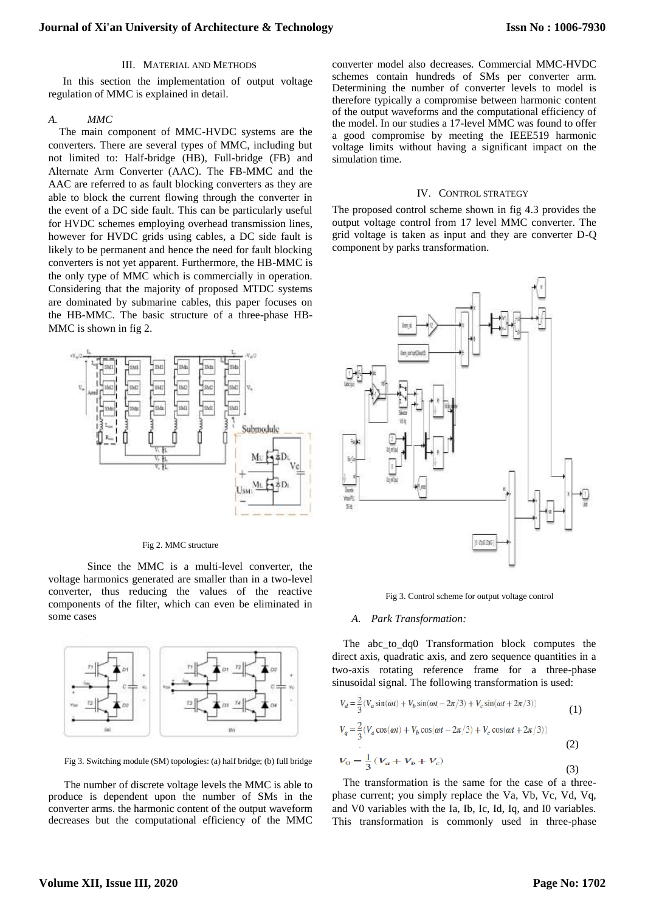## III. Material and Methods

In this section the implementation of output voltage regulation of MMC is explained in detail.

### *A. MMC*

The main component of MMC-HVDC systems are the converters. There are several types of MMC, including but not limited to: Half-bridge (HB), Full-bridge (FB) and Alternate Arm Converter (AAC). The FB-MMC and the AAC are referred to as fault blocking converters as they are able to block the current flowing through the converter in the event of a DC side fault. This can be particularly useful for HVDC schemes employing overhead transmission lines, however for HVDC grids using cables, a DC side fault is likely to be permanent and hence the need for fault blocking converters is not yet apparent. Furthermore, the HB-MMC is the only type of MMC which is commercially in operation. Considering that the majority of proposed MTDC systems are dominated by submarine cables, this paper focuses on the HB-MMC. The basic structure of a three-phase HB-MMC is shown in fig 2.

Fig 2. MMC structure

Since the MMC is a multi-level converter, the voltage harmonics generated are smaller than in a two-level converter, thus reducing the values of the reactive components of the filter, which can even be eliminated in some cases

Fig 3. Switching module (SM) topologies: (a) half bridge; (b) full bridge

The number of discrete voltage levels the MMC is able to produce is dependent upon the number of SMs in the converter arms. the harmonic content of the output waveform decreases but the computational efficiency of the MMC converter model also decreases. Commercial MMC-HVDC schemes contain hundreds of SMs per converter arm. Determining the number of converter levels to model is therefore typically a compromise between harmonic content of the output waveforms and the computational efficiency of the model. In our studies a 17-level MMC was found to offer a good compromise by meeting the IEEE519 harmonic voltage limits without having a significant impact on the simulation time.

## IV. Control Strategy

The proposed control scheme shown in fig 4.3 provides the output voltage control from 17 level MMC converter. The grid voltage is taken as input and they are converter D-Q component by parks transformation.

Fig 3. Control scheme for output voltage control

### *A. Park Transformation:*

The abc_to_dq0 Transformation block computes the direct axis, quadratic axis, and zero sequence quantities in a two-axis rotating reference frame for a three-phase sinusoidal signal. The following transformation is used:

$$V_d = \frac{2}{3}(V_a \sin(\omega t) + V_b \sin(\omega t - 2\pi/3) + V_c \sin(\omega t + 2\pi/3)) \tag{1}$$

$$V_q = \frac{2}{3}(V_a \cos(\omega t) + V_b \cos(\omega t - 2\pi/3) + V_c \cos(\omega t + 2\pi/3)) \tag{2}$$

$$V_0 = \frac{1}{3}(V_a + V_b + V_c) \tag{3}$$

The transformation is the same for the case of a three-phase current; you simply replace the Va, Vb, Vc, Vd, Vq, and V0 variables with the Ia, Ib, Ic, Id, Iq, and I0 variables. This transformation is commonly used in three-phase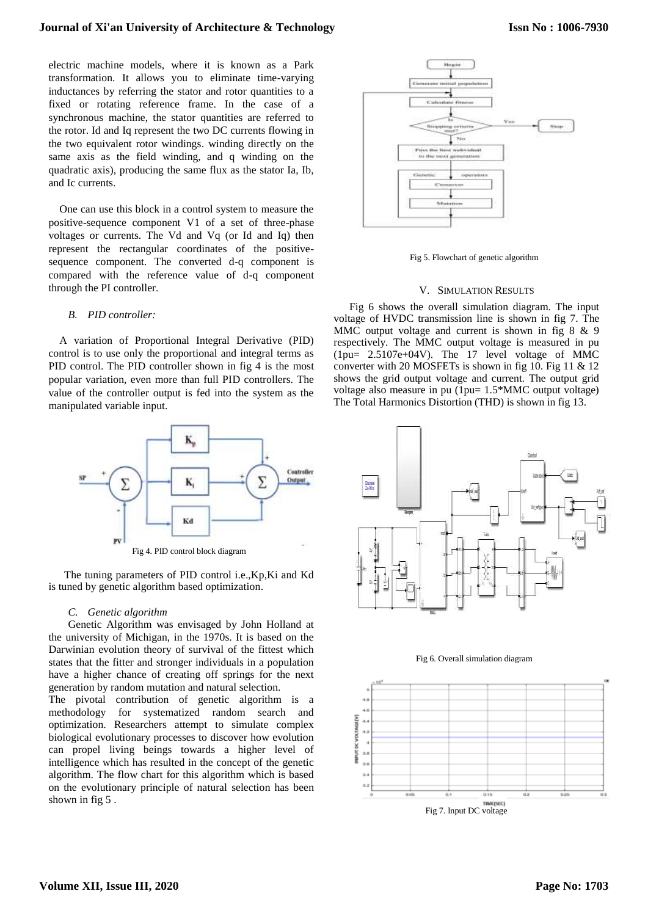electric machine models, where it is known as a Park transformation. It allows you to eliminate time-varying inductances by referring the stator and rotor quantities to a fixed or rotating reference frame. In the case of a synchronous machine, the stator quantities are referred to the rotor. Id and Iq represent the two DC currents flowing in the two equivalent rotor windings. winding directly on the same axis as the field winding, and q winding on the quadratic axis), producing the same flux as the stator Ia, Ib, and Ic currents.

One can use this block in a control system to measure the positive-sequence component V1 of a set of three-phase voltages or currents. The Vd and Vq (or Id and Iq) then represent the rectangular coordinates of the positive-sequence component. The converted d-q component is compared with the reference value of d-q component through the PI controller.

### *B. PID controller:*

A variation of Proportional Integral Derivative (PID) control is to use only the proportional and integral terms as PID control. The PID controller shown in fig 4 is the most popular variation, even more than full PID controllers. The value of the controller output is fed into the system as the manipulated variable input.

Fig 4. PID control block diagram

The tuning parameters of PID control i.e.,Kp,Ki and Kd is tuned by genetic algorithm based optimization.

### *C. Genetic algorithm*

Genetic Algorithm was envisaged by John Holland at the university of Michigan, in the 1970s. It is based on the Darwinian evolution theory of survival of the fittest which states that the fitter and stronger individuals in a population have a higher chance of creating off springs for the next generation by random mutation and natural selection.

The pivotal contribution of genetic algorithm is a methodology for systematized random search and optimization. Researchers attempt to simulate complex biological evolutionary processes to discover how evolution can propel living beings towards a higher level of intelligence which has resulted in the concept of the genetic algorithm. The flow chart for this algorithm which is based on the evolutionary principle of natural selection has been shown in fig 5 .

Fig 5. Flowchart of genetic algorithm

## V. SIMULATION RESULTS

Fig 6 shows the overall simulation diagram. The input voltage of HVDC transmission line is shown in fig 7. The MMC output voltage and current is shown in fig 8 & 9 respectively. The MMC output voltage is measured in pu (1pu= 2.5107e+04V). The 17 level voltage of MMC converter with 20 MOSFETs is shown in fig 10. Fig 11 & 12 shows the grid output voltage and current. The output grid voltage also measure in pu (1pu= 1.5*MMC output voltage) The Total Harmonics Distortion (THD) is shown in fig 13.

Fig 6. Overall simulation diagram

Fig 7. Input DC voltage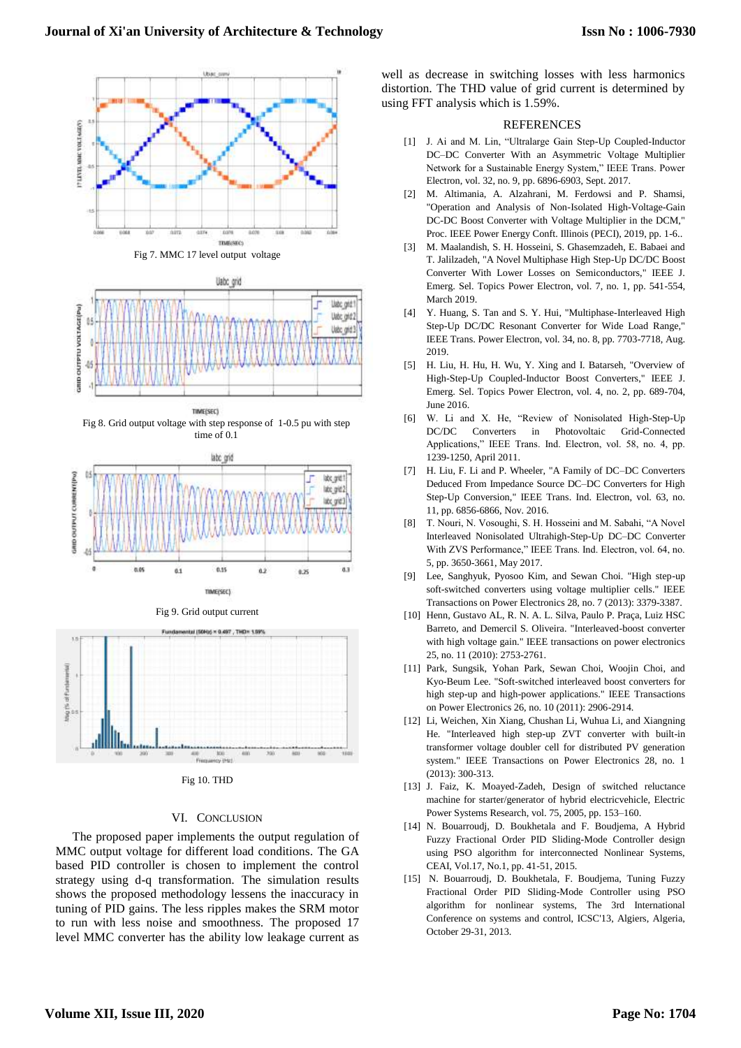Fig 7. MMC 17 level output voltage

Fig 8. Grid output voltage with step response of 1-0.5 pu with step time of 0.1

Fig 9. Grid output current

Fig 10. THD

## VI. CONCLUSION

The proposed paper implements the output regulation of MMC output voltage for different load conditions. The GA based PID controller is chosen to implement the control strategy using d-q transformation. The simulation results shows the proposed methodology lessens the inaccuracy in tuning of PID gains. The less ripples makes the SRM motor to run with less noise and smoothness. The proposed 17 level MMC converter has the ability low leakage current as well as decrease in switching losses with less harmonics distortion. The THD value of grid current is determined by using FFT analysis which is 1.59%.

## REFERENCES

[1] J. Ai and M. Lin, "Ultralarge Gain Step-Up Coupled-Inductor DC–DC Converter With an Asymmetric Voltage Multiplier Network for a Sustainable Energy System," IEEE Trans. Power Electron, vol. 32, no. 9, pp. 6896-6903, Sept. 2017.

[2] M. Altimania, A. Alzahrani, M. Ferdowsi and P. Shamsi, "Operation and Analysis of Non-Isolated High-Voltage-Gain DC-DC Boost Converter with Voltage Multiplier in the DCM," Proc. IEEE Power Energy Conft. Illinois (PECI), 2019, pp. 1-6..

[3] M. Maalandish, S. H. Hosseini, S. Ghasemzadeh, E. Babaei and T. Jalilzadeh, "A Novel Multiphase High Step-Up DC/DC Boost Converter With Lower Losses on Semiconductors," IEEE J. Emerg. Sel. Topics Power Electron, vol. 7, no. 1, pp. 541-554, March 2019.

[4] Y. Huang, S. Tan and S. Y. Hui, "Multiphase-Interleaved High Step-Up DC/DC Resonant Converter for Wide Load Range," IEEE Trans. Power Electron, vol. 34, no. 8, pp. 7703-7718, Aug. 2019.

[5] H. Liu, H. Hu, H. Wu, Y. Xing and I. Batarseh, "Overview of High-Step-Up Coupled-Inductor Boost Converters," IEEE J. Emerg. Sel. Topics Power Electron, vol. 4, no. 2, pp. 689-704, June 2016.

[6] W. Li and X. He, "Review of Nonisolated High-Step-Up DC/DC Converters in Photovoltaic Grid-Connected Applications," IEEE Trans. Ind. Electron, vol. 58, no. 4, pp. 1239-1250, April 2011.

[7] H. Liu, F. Li and P. Wheeler, "A Family of DC–DC Converters Deduced From Impedance Source DC–DC Converters for High Step-Up Conversion," IEEE Trans. Ind. Electron, vol. 63, no. 11, pp. 6856-6866, Nov. 2016.

[8] T. Nouri, N. Vosoughi, S. H. Hosseini and M. Sabahi, "A Novel Interleaved Nonisolated Ultrahigh-Step-Up DC–DC Converter With ZVS Performance," IEEE Trans. Ind. Electron, vol. 64, no. 5, pp. 3650-3661, May 2017.

[9] Lee, Sanghyuk, Pyosoo Kim, and Sewan Choi. "High step-up soft-switched converters using voltage multiplier cells." IEEE Transactions on Power Electronics 28, no. 7 (2013): 3379-3387.

[10] Henn, Gustavo AL, R. N. A. L. Silva, Paulo P. Praça, Luiz HSC Barreto, and Demercil S. Oliveira. "Interleaved-boost converter with high voltage gain." IEEE transactions on power electronics 25, no. 11 (2010): 2753-2761.

[11] Park, Sungsik, Yohan Park, Sewan Choi, Woojin Choi, and Kyo-Beum Lee. "Soft-switched interleaved boost converters for high step-up and high-power applications." IEEE Transactions on Power Electronics 26, no. 10 (2011): 2906-2914.

[12] Li, Weichen, Xin Xiang, Chushan Li, Wuhua Li, and Xiangning He. "Interleaved high step-up ZVT converter with built-in transformer voltage doubler cell for distributed PV generation system." IEEE Transactions on Power Electronics 28, no. 1 (2013): 300-313.

[13] J. Faiz, K. Moayed-Zadeh, Design of switched reluctance machine for starter/generator of hybrid electricvehicle, Electric Power Systems Research, vol. 75, 2005, pp. 153–160.

[14] N. Bouarroudj, D. Boukhetala and F. Boudjema, A Hybrid Fuzzy Fractional Order PID Sliding-Mode Controller design using PSO algorithm for interconnected Nonlinear Systems, CEAI, Vol.17, No.1, pp. 41-51, 2015.

[15] N. Bouarroudj, D. Boukhetala, F. Boudjema, Tuning Fuzzy Fractional Order PID Sliding-Mode Controller using PSO algorithm for nonlinear systems, The 3rd International Conference on systems and control, ICSC'13, Algiers, Algeria, October 29-31, 2013.